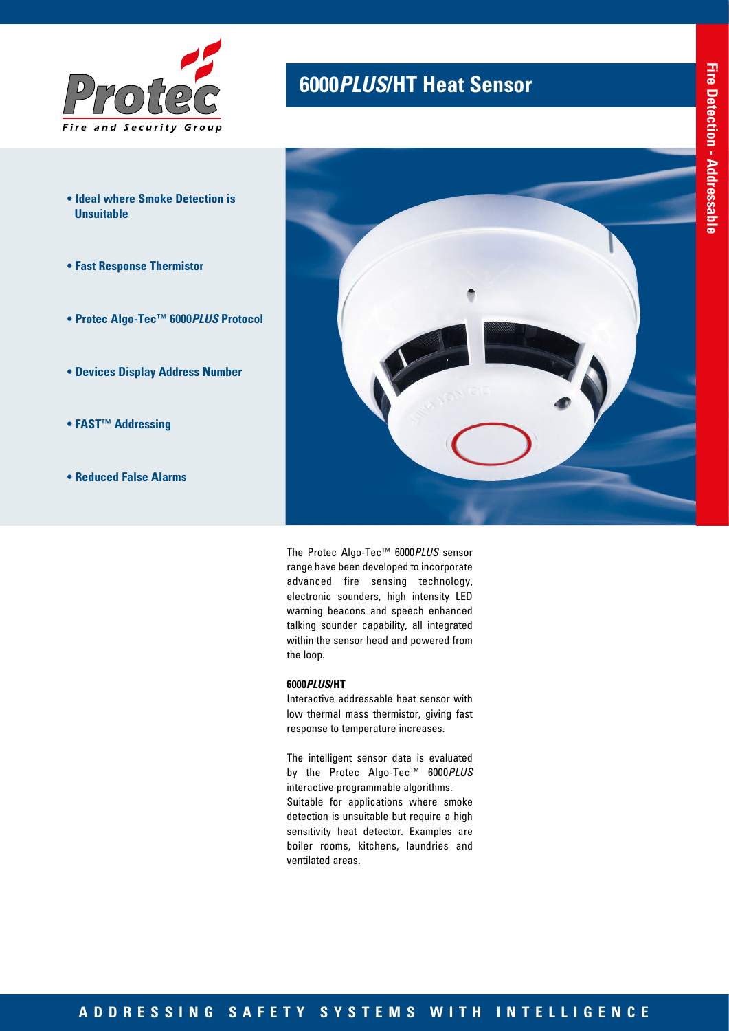# 6000*PLUS*/HT Heat Sensor

Fire Detection - Addressable

- **Ideal where Smoke Detection is Unsuitable**
- **Fast Response Thermistor**
- **Protec Algo-Tec™ 6000*PLUS* Protocol**
- **Devices Display Address Number**
- **FAST™ Addressing**
- **Reduced False Alarms**

The Protec Algo-Tec™ 6000*PLUS* sensor range have been developed to incorporate advanced fire sensing technology, electronic sounders, high intensity LED warning beacons and speech enhanced talking sounder capability, all integrated within the sensor head and powered from the loop.

**6000*PLUS*/HT**

Interactive addressable heat sensor with low thermal mass thermistor, giving fast response to temperature increases.

The intelligent sensor data is evaluated by the Protec Algo-Tec™ 6000*PLUS* interactive programmable algorithms. Suitable for applications where smoke detection is unsuitable but require a high sensitivity heat detector. Examples are boiler rooms, kitchens, laundries and ventilated areas.

ADDRESSING SAFETY SYSTEMS WITH INTELLIGENCE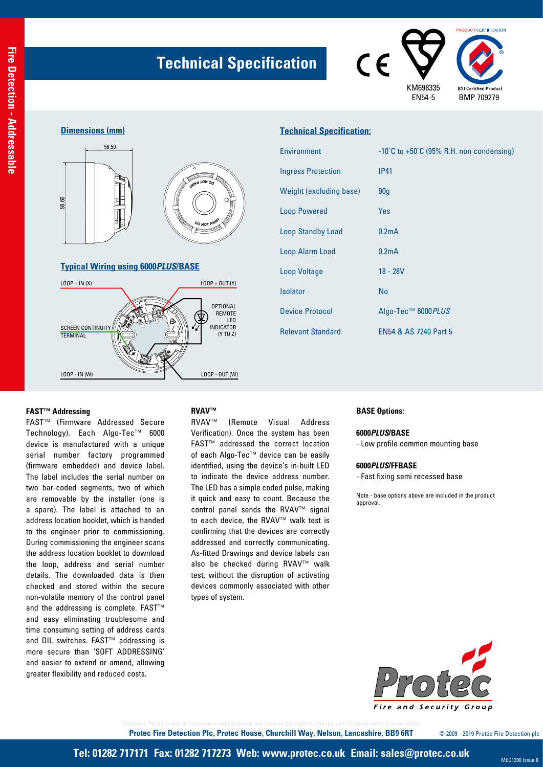# Technical Specification

KM698335
EN54-5

PRODUCT CERTIFICATION
BSI Certified Product
BMP 709279

## Dimensions (mm)

56.50

98.60

DO NOT PAINT

## Typical Wiring using 6000*PLUS*/BASE

LOOP + IN (X)

LOOP + OUT (Y)

OPTIONAL REMOTE LED INDICATOR (Y TO Z)

SCREEN CONTINUITY TERMINAL

LOOP - IN (W)

LOOP - OUT (W)

## Technical Specification:

| | |
|---|---|
| Environment | -10˚C to +50˚C (95% R.H. non condensing) |
| Ingress Protection | IP41 |
| Weight (excluding base) | 90g |
| Loop Powered | Yes |
| Loop Standby Load | 0.2mA |
| Loop Alarm Load | 0.2mA |
| Loop Voltage | 18 - 28V |
| Isolator | No |
| Device Protocol | Algo-Tec™ 6000*PLUS* |
| Relevant Standard | EN54 & AS 7240 Part 5 |

**FAST™ Addressing**

FAST™ (Firmware Addressed Secure Technology). Each Algo-Tec™ 6000 device is manufactured with a unique serial number factory programmed (firmware embedded) and device label. The label includes the serial number on two bar-coded segments, two of which are removable by the installer (one is a spare). The label is attached to an address location booklet, which is handed to the engineer prior to commissioning. During commissioning the engineer scans the address location booklet to download the loop, address and serial number details. The downloaded data is then checked and stored within the secure non-volatile memory of the control panel and the addressing is complete. FAST™ and easy eliminating troublesome and time consuming setting of address cards and DIL switches. FAST™ addressing is more secure than 'SOFT ADDRESSING' and easier to extend or amend, allowing greater flexibility and reduced costs.

**RVAV™**

RVAV™ (Remote Visual Address Verification). Once the system has been FAST™ addressed the correct location of each Algo-Tec™ device can be easily identified, using the device's in-built LED to indicate the device address number. The LED has a simple coded pulse, making it quick and easy to count. Because the control panel sends the RVAV™ signal to each device, the RVAV™ walk test is confirming that the devices are correctly addressed and correctly communicating. As-fitted Drawings and device labels can also be checked during RVAV™ walk test, without the disruption of activating devices commonly associated with other types of system.

**BASE Options:**

**6000*PLUS*/BASE**

- Low profile common mounting base

**6000*PLUS*/FFBASE**

- Fast fixing semi recessed base

Note - base options above are included in the product approval.

Protec Fire and Security Group

Company Policy is one of continuous improvement, we reserve the right to change specification without prior notice

**Protec Fire Detection Plc, Protec House, Churchill Way, Nelson, Lancashire, BB9 6RT**

© 2009 - 2019 Protec Fire Detection plc

**Tel: 01282 717171 Fax: 01282 717273 Web: www.protec.co.uk Email: sales@protec.co.uk**

MED1390 Issue 6